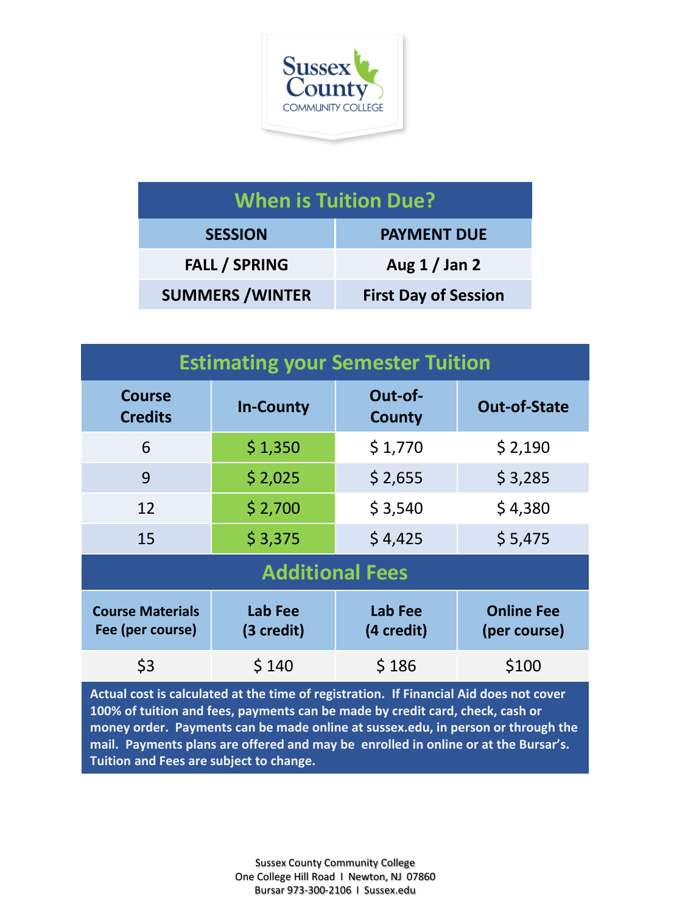Sussex County COMMUNITY COLLEGE

## When is Tuition Due?

| SESSION | PAYMENT DUE |
|---|---|
| FALL / SPRING | Aug 1 / Jan 2 |
| SUMMERS /WINTER | First Day of Session |

## Estimating your Semester Tuition

| Course Credits | In-County | Out-of-County | Out-of-State |
|---|---|---|---|
| 6 | $ 1,350 | $ 1,770 | $ 2,190 |
| 9 | $ 2,025 | $ 2,655 | $ 3,285 |
| 12 | $ 2,700 | $ 3,540 | $ 4,380 |
| 15 | $ 3,375 | $ 4,425 | $ 5,475 |

## Additional Fees

| Course Materials Fee (per course) | Lab Fee (3 credit) | Lab Fee (4 credit) | Online Fee (per course) |
|---|---|---|---|
| $3 | $ 140 | $ 186 | $100 |

**Actual cost is calculated at the time of registration. If Financial Aid does not cover 100% of tuition and fees, payments can be made by credit card, check, cash or money order. Payments can be made online at sussex.edu, in person or through the mail. Payments plans are offered and may be enrolled in online or at the Bursar's. Tuition and Fees are subject to change.**

Sussex County Community College
One College Hill Road I Newton, NJ 07860
Bursar 973-300-2106 I Sussex.edu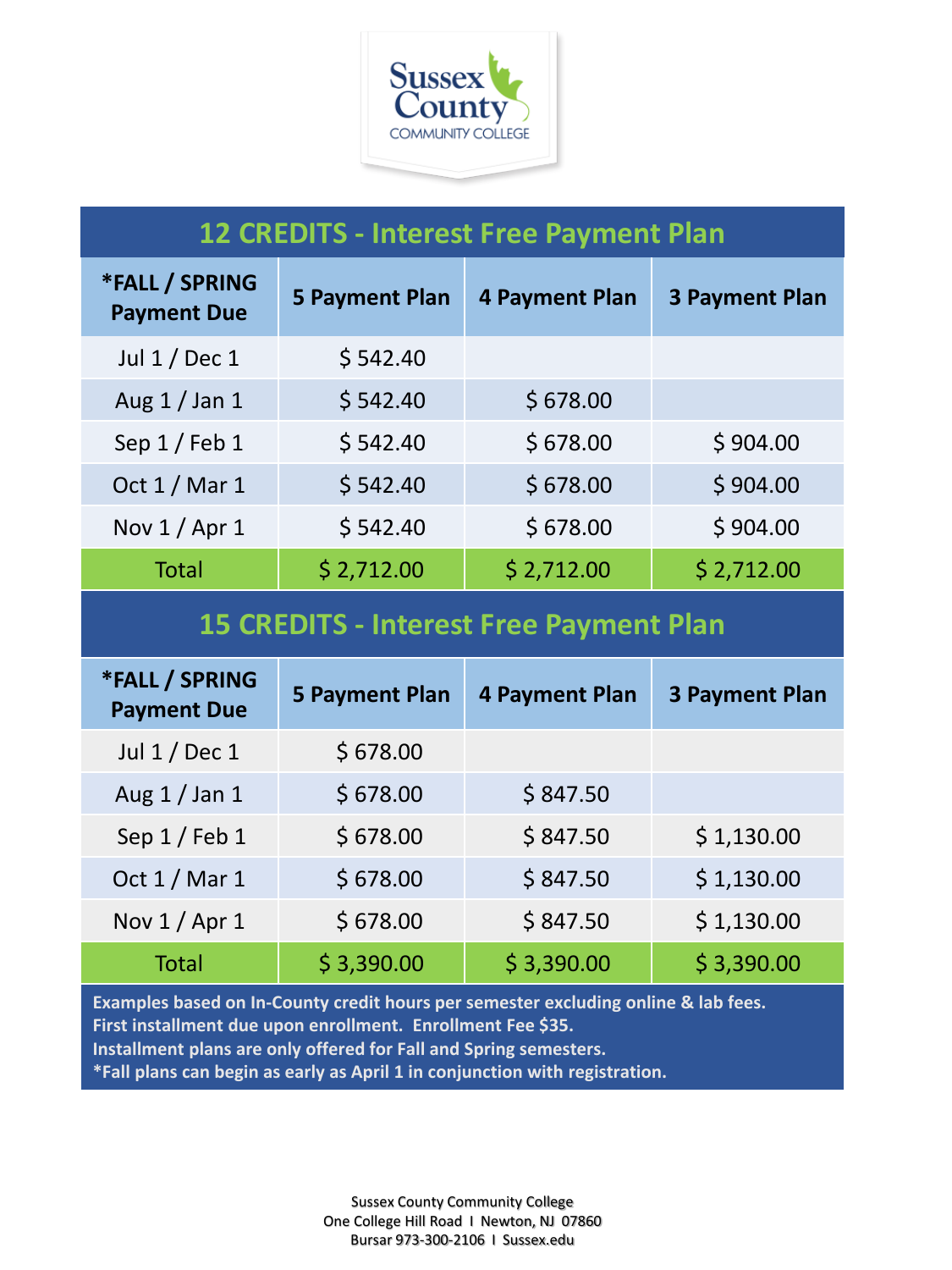Sussex County COMMUNITY COLLEGE

## 12 CREDITS - Interest Free Payment Plan

| *FALL / SPRING Payment Due | 5 Payment Plan | 4 Payment Plan | 3 Payment Plan |
|---|---|---|---|
| Jul 1 / Dec 1 | $ 542.40 | | |
| Aug 1 / Jan 1 | $ 542.40 | $ 678.00 | |
| Sep 1 / Feb 1 | $ 542.40 | $ 678.00 | $ 904.00 |
| Oct 1 / Mar 1 | $ 542.40 | $ 678.00 | $ 904.00 |
| Nov 1 / Apr 1 | $ 542.40 | $ 678.00 | $ 904.00 |
| Total | $ 2,712.00 | $ 2,712.00 | $ 2,712.00 |

## 15 CREDITS - Interest Free Payment Plan

| *FALL / SPRING Payment Due | 5 Payment Plan | 4 Payment Plan | 3 Payment Plan |
|---|---|---|---|
| Jul 1 / Dec 1 | $ 678.00 | | |
| Aug 1 / Jan 1 | $ 678.00 | $ 847.50 | |
| Sep 1 / Feb 1 | $ 678.00 | $ 847.50 | $ 1,130.00 |
| Oct 1 / Mar 1 | $ 678.00 | $ 847.50 | $ 1,130.00 |
| Nov 1 / Apr 1 | $ 678.00 | $ 847.50 | $ 1,130.00 |
| Total | $ 3,390.00 | $ 3,390.00 | $ 3,390.00 |

**Examples based on In-County credit hours per semester excluding online & lab fees.**
**First installment due upon enrollment. Enrollment Fee $35.**
**Installment plans are only offered for Fall and Spring semesters.**
***Fall plans can begin as early as April 1 in conjunction with registration.**

Sussex County Community College
One College Hill Road I Newton, NJ 07860
Bursar 973-300-2106 I Sussex.edu